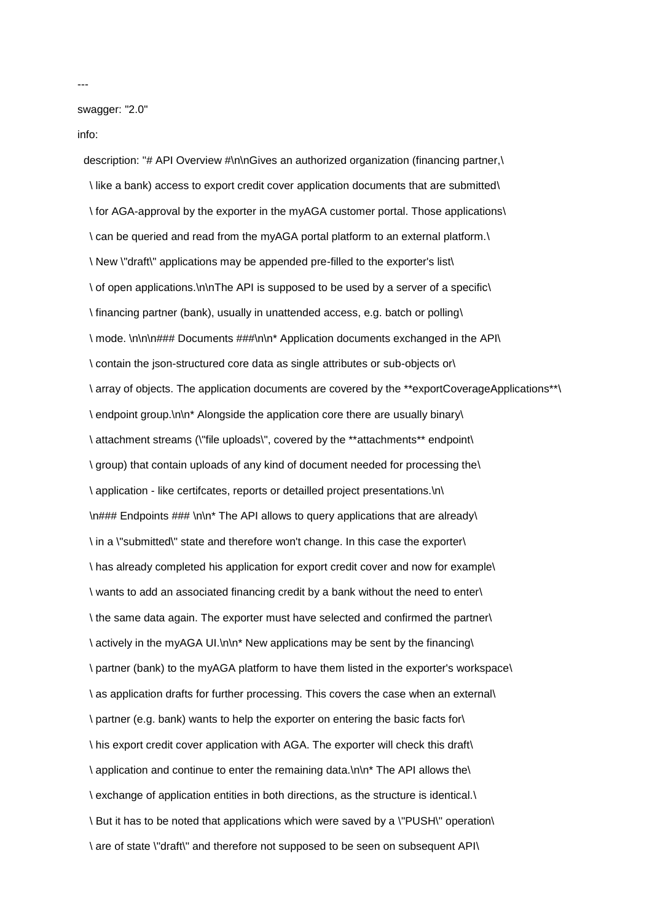```yaml
---
swagger: "2.0"
info:
  description: "# API Overview #\n\nGives an authorized organization (financing partner,\
    \ like a bank) access to export credit cover application documents that are submitted\
    \ for AGA-approval by the exporter in the myAGA customer portal. Those applications\
    \ can be queried and read from the myAGA portal platform to an external platform.\
    \ New \"draft\" applications may be appended pre-filled to the exporter's list\
    \ of open applications.\n\nThe API is supposed to be used by a server of a specific\
    \ financing partner (bank), usually in unattended access, e.g. batch or polling\
    \ mode. \n\n\n### Documents ###\n\n* Application documents exchanged in the API\
    \ contain the json-structured core data as single attributes or sub-objects or\
    \ array of objects. The application documents are covered by the **exportCoverageApplications**\
    \ endpoint group.\n\n* Alongside the application core there are usually binary\
    \ attachment streams (\"file uploads\", covered by the **attachments** endpoint\
    \ group) that contain uploads of any kind of document needed for processing the\
    \ application - like certifcates, reports or detailled project presentations.\n\
    \n### Endpoints ### \n\n* The API allows to query applications that are already\
    \ in a \"submitted\" state and therefore won't change. In this case the exporter\
    \ has already completed his application for export credit cover and now for example\
    \ wants to add an associated financing credit by a bank without the need to enter\
    \ the same data again. The exporter must have selected and confirmed the partner\
    \ actively in the myAGA UI.\n\n* New applications may be sent by the financing\
    \ partner (bank) to the myAGA platform to have them listed in the exporter's workspace\
    \ as application drafts for further processing. This covers the case when an external\
    \ partner (e.g. bank) wants to help the exporter on entering the basic facts for\
    \ his export credit cover application with AGA. The exporter will check this draft\
    \ application and continue to enter the remaining data.\n\n* The API allows the\
    \ exchange of application entities in both directions, as the structure is identical.\
    \ But it has to be noted that applications which were saved by a \"PUSH\" operation\
    \ are of state \"draft\" and therefore not supposed to be seen on subsequent API\
```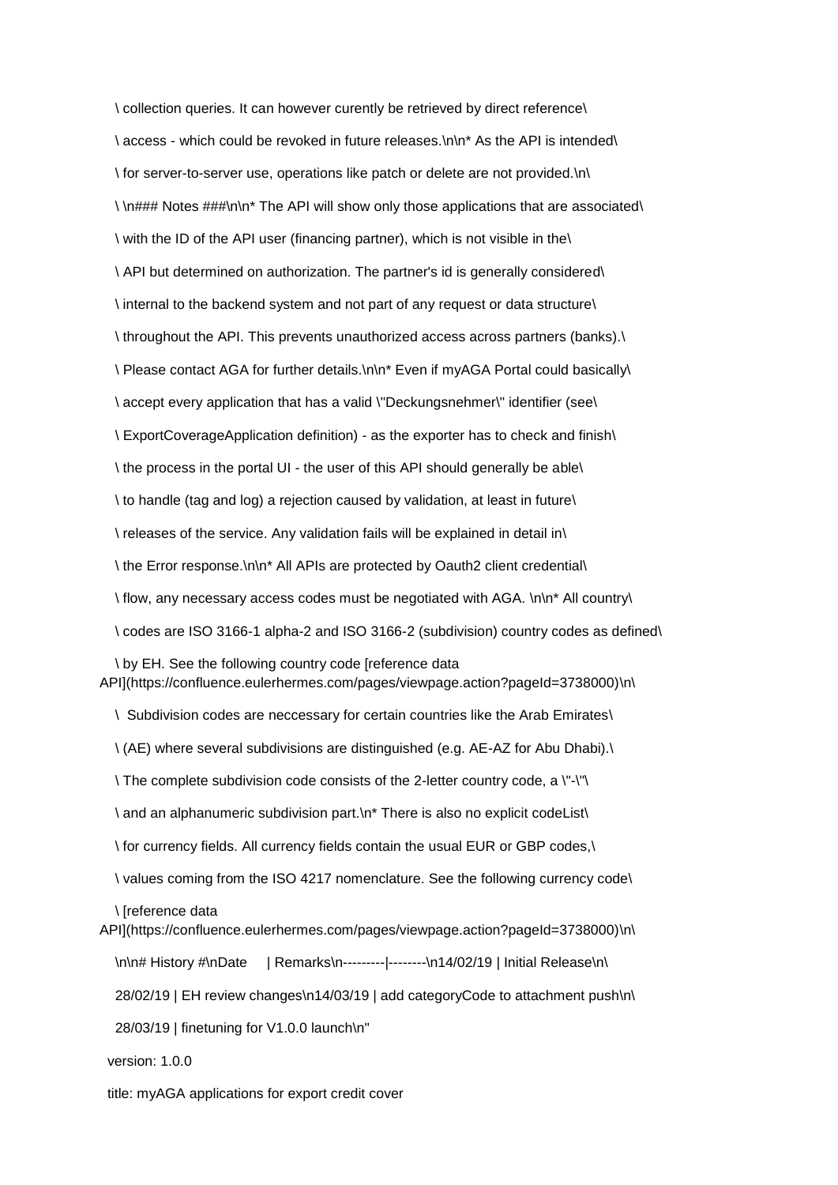```
  \ collection queries. It can however curently be retrieved by direct reference\
  \ access - which could be revoked in future releases.\n\n* As the API is intended\
  \ for server-to-server use, operations like patch or delete are not provided.\n\
  \ \n### Notes ###\n\n* The API will show only those applications that are associated\
  \ with the ID of the API user (financing partner), which is not visible in the\
  \ API but determined on authorization. The partner's id is generally considered\
  \ internal to the backend system and not part of any request or data structure\
  \ throughout the API. This prevents unauthorized access across partners (banks).\
  \ Please contact AGA for further details.\n\n* Even if myAGA Portal could basically\
  \ accept every application that has a valid \"Deckungsnehmer\" identifier (see\
  \ ExportCoverageApplication definition) - as the exporter has to check and finish\
  \ the process in the portal UI - the user of this API should generally be able\
  \ to handle (tag and log) a rejection caused by validation, at least in future\
  \ releases of the service. Any validation fails will be explained in detail in\
  \ the Error response.\n\n* All APIs are protected by Oauth2 client credential\
  \ flow, any necessary access codes must be negotiated with AGA. \n\n* All country\
  \ codes are ISO 3166-1 alpha-2 and ISO 3166-2 (subdivision) country codes as defined\
  \ by EH. See the following country code [reference data API](https://confluence.eulerhermes.com/pages/viewpage.action?pageId=3738000)\n\
  \  Subdivision codes are neccessary for certain countries like the Arab Emirates\
  \ (AE) where several subdivisions are distinguished (e.g. AE-AZ for Abu Dhabi).\
  \ The complete subdivision code consists of the 2-letter country code, a \"-\"\
  \ and an alphanumeric subdivision part.\n* There is also no explicit codeList\
  \ for currency fields. All currency fields contain the usual EUR or GBP codes,\
  \ values coming from the ISO 4217 nomenclature. See the following currency code\
  \ [reference data API](https://confluence.eulerhermes.com/pages/viewpage.action?pageId=3738000)\n\
  \n\n# History #\nDate     | Remarks\n---------|--------\n14/02/19 | Initial Release\n\
  28/02/19 | EH review changes\n14/03/19 | add categoryCode to attachment push\n\
  28/03/19 | finetuning for V1.0.0 launch\n"
 version: 1.0.0
 title: myAGA applications for export credit cover
```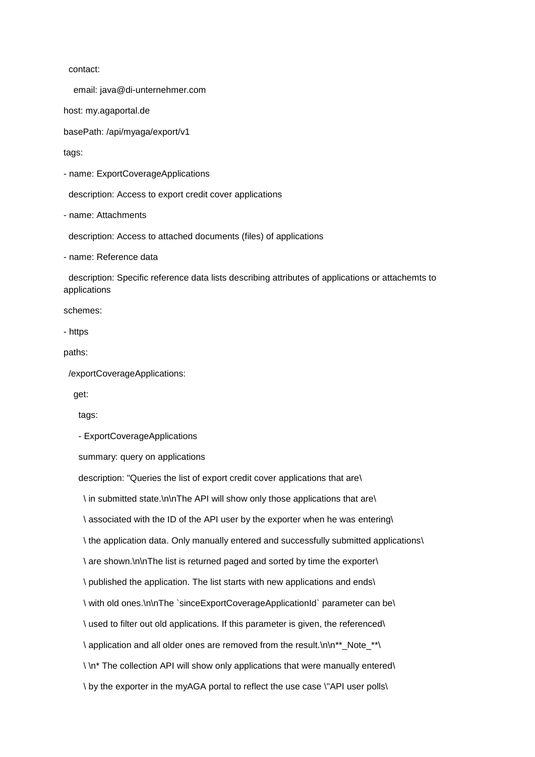```
  contact:
    email: java@di-unternehmer.com
host: my.agaportal.de
basePath: /api/myaga/export/v1
tags:
- name: ExportCoverageApplications
  description: Access to export credit cover applications
- name: Attachments
  description: Access to attached documents (files) of applications
- name: Reference data
  description: Specific reference data lists describing attributes of applications or attachemts to applications
schemes:
- https
paths:
  /exportCoverageApplications:
    get:
      tags:
      - ExportCoverageApplications
      summary: query on applications
      description: "Queries the list of export credit cover applications that are\
        \ in submitted state.\n\nThe API will show only those applications that are\
        \ associated with the ID of the API user by the exporter when he was entering\
        \ the application data. Only manually entered and successfully submitted applications\
        \ are shown.\n\nThe list is returned paged and sorted by time the exporter\
        \ published the application. The list starts with new applications and ends\
        \ with old ones.\n\nThe `sinceExportCoverageApplicationId` parameter can be\
        \ used to filter out old applications. If this parameter is given, the referenced\
        \ application and all older ones are removed from the result.\n\n**_Note_**\
        \ \n* The collection API will show only applications that were manually entered\
        \ by the exporter in the myAGA portal to reflect the use case \"API user polls\
```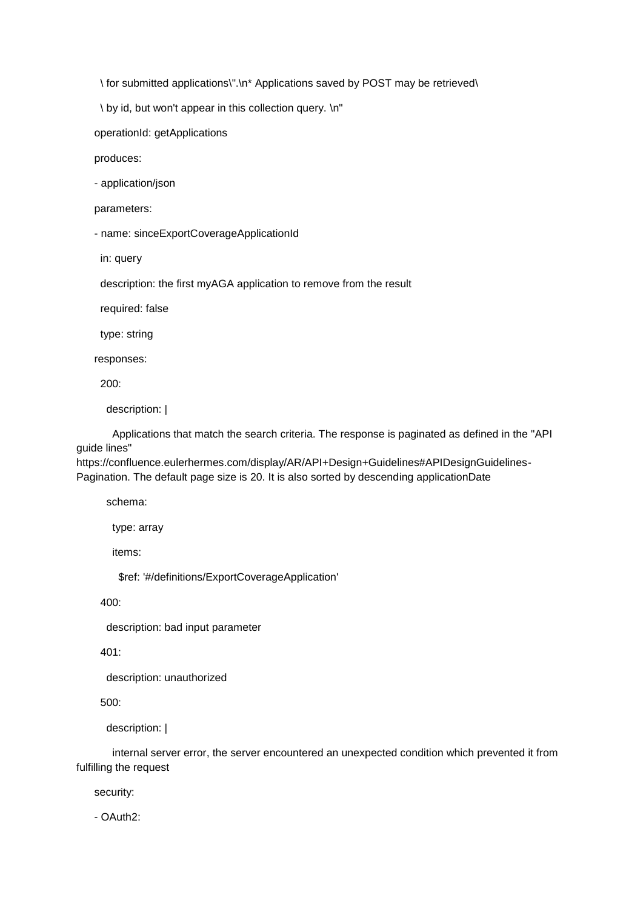```
      \ for submitted applications\".\n* Applications saved by POST may be retrieved\
      \ by id, but won't appear in this collection query. \n"
    operationId: getApplications
    produces:
    - application/json
    parameters:
    - name: sinceExportCoverageApplicationId
      in: query
      description: the first myAGA application to remove from the result
      required: false
      type: string
    responses:
      200:
        description: |
          Applications that match the search criteria. The response is paginated as defined in the "API guide lines" https://confluence.eulerhermes.com/display/AR/API+Design+Guidelines#APIDesignGuidelines-Pagination. The default page size is 20. It is also sorted by descending applicationDate
        schema:
          type: array
          items:
            $ref: '#/definitions/ExportCoverageApplication'
      400:
        description: bad input parameter
      401:
        description: unauthorized
      500:
        description: |
          internal server error, the server encountered an unexpected condition which prevented it from fulfilling the request
    security:
    - OAuth2:
```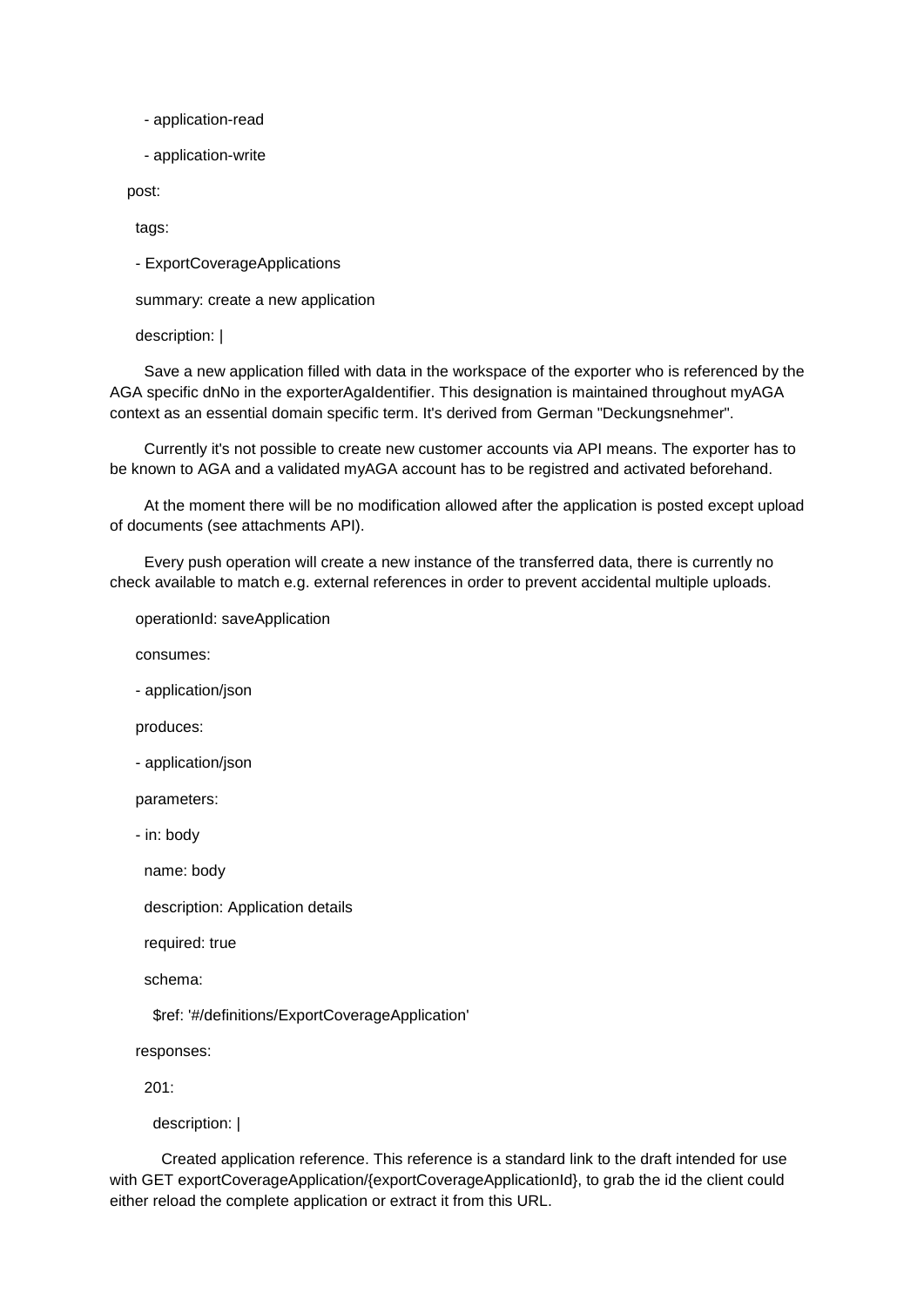```
      - application-read
      - application-write
    post:
      tags:
      - ExportCoverageApplications
      summary: create a new application
      description: |
        Save a new application filled with data in the workspace of the exporter who is referenced by the AGA specific dnNo in the exporterAgaIdentifier. This designation is maintained throughout myAGA context as an essential domain specific term. It's derived from German "Deckungsnehmer".

        Currently it's not possible to create new customer accounts via API means. The exporter has to be known to AGA and a validated myAGA account has to be registred and activated beforehand.

        At the moment there will be no modification allowed after the application is posted except upload of documents (see attachments API).

        Every push operation will create a new instance of the transferred data, there is currently no check available to match e.g. external references in order to prevent accidental multiple uploads.
      operationId: saveApplication
      consumes:
      - application/json
      produces:
      - application/json
      parameters:
      - in: body
        name: body
        description: Application details
        required: true
        schema:
          $ref: '#/definitions/ExportCoverageApplication'
      responses:
        201:
          description: |
            Created application reference. This reference is a standard link to the draft intended for use with GET exportCoverageApplication/{exportCoverageApplicationId}, to grab the id the client could either reload the complete application or extract it from this URL.
```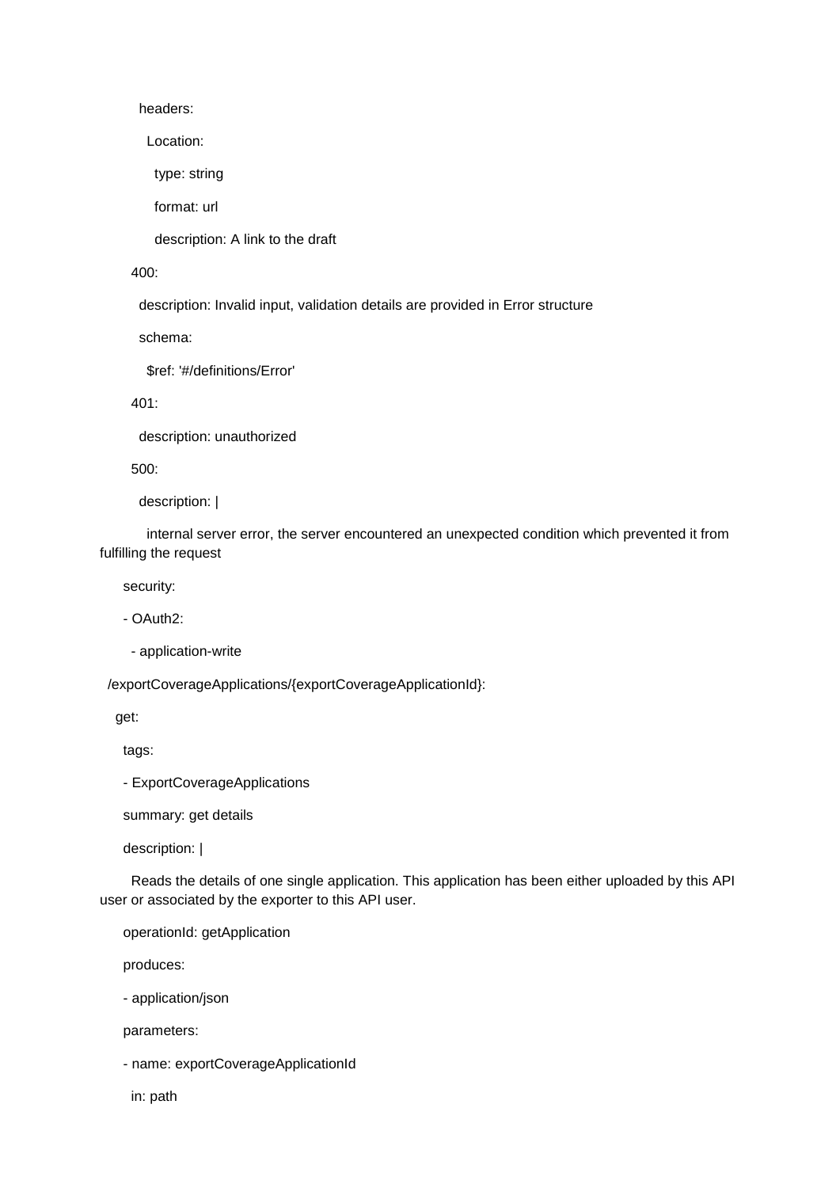```
        headers:
          Location:
            type: string
            format: url
            description: A link to the draft
      400:
        description: Invalid input, validation details are provided in Error structure
        schema:
          $ref: '#/definitions/Error'
      401:
        description: unauthorized
      500:
        description: |
          internal server error, the server encountered an unexpected condition which prevented it from fulfilling the request
    security:
    - OAuth2:
      - application-write
  /exportCoverageApplications/{exportCoverageApplicationId}:
    get:
      tags:
      - ExportCoverageApplications
      summary: get details
      description: |
        Reads the details of one single application. This application has been either uploaded by this API user or associated by the exporter to this API user.
      operationId: getApplication
      produces:
      - application/json
      parameters:
      - name: exportCoverageApplicationId
        in: path
```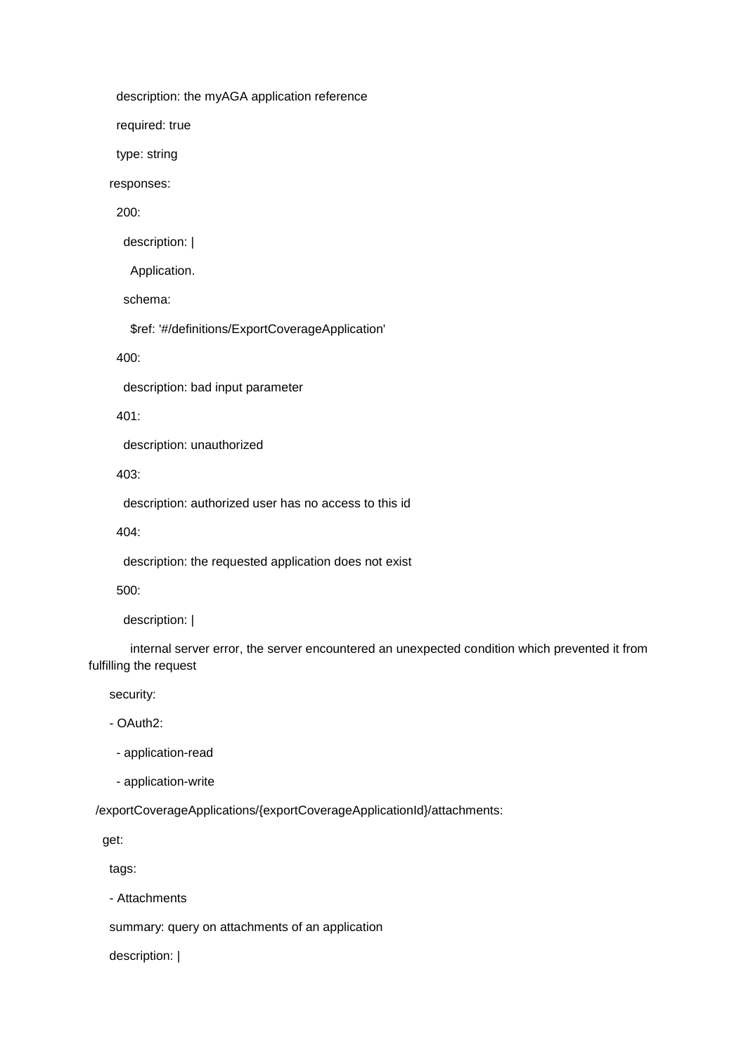```
        description: the myAGA application reference
        required: true
        type: string
      responses:
        200:
          description: |
            Application.
          schema:
            $ref: '#/definitions/ExportCoverageApplication'
        400:
          description: bad input parameter
        401:
          description: unauthorized
        403:
          description: authorized user has no access to this id
        404:
          description: the requested application does not exist
        500:
          description: |
            internal server error, the server encountered an unexpected condition which prevented it from fulfilling the request
      security:
      - OAuth2:
        - application-read
        - application-write
  /exportCoverageApplications/{exportCoverageApplicationId}/attachments:
    get:
      tags:
      - Attachments
      summary: query on attachments of an application
      description: |
```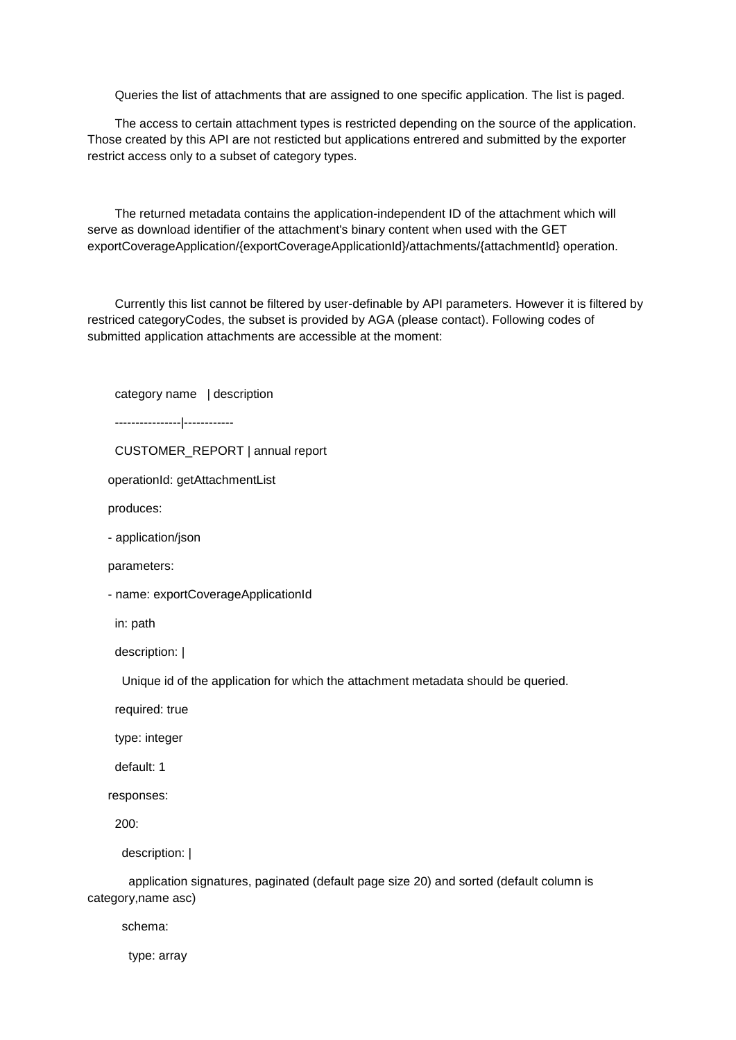Queries the list of attachments that are assigned to one specific application. The list is paged.

The access to certain attachment types is restricted depending on the source of the application. Those created by this API are not resticted but applications entrered and submitted by the exporter restrict access only to a subset of category types.

The returned metadata contains the application-independent ID of the attachment which will serve as download identifier of the attachment's binary content when used with the GET exportCoverageApplication/{exportCoverageApplicationId}/attachments/{attachmentId} operation.

Currently this list cannot be filtered by user-definable by API parameters. However it is filtered by restriced categoryCodes, the subset is provided by AGA (please contact). Following codes of submitted application attachments are accessible at the moment:

```
category name   | description
----------------|------------
CUSTOMER_REPORT | annual report
operationId: getAttachmentList
produces:
- application/json
parameters:
- name: exportCoverageApplicationId
  in: path
  description: |
    Unique id of the application for which the attachment metadata should be queried.
  required: true
  type: integer
  default: 1
responses:
  200:
    description: |
      application signatures, paginated (default page size 20) and sorted (default column is category,name asc)
    schema:
      type: array
```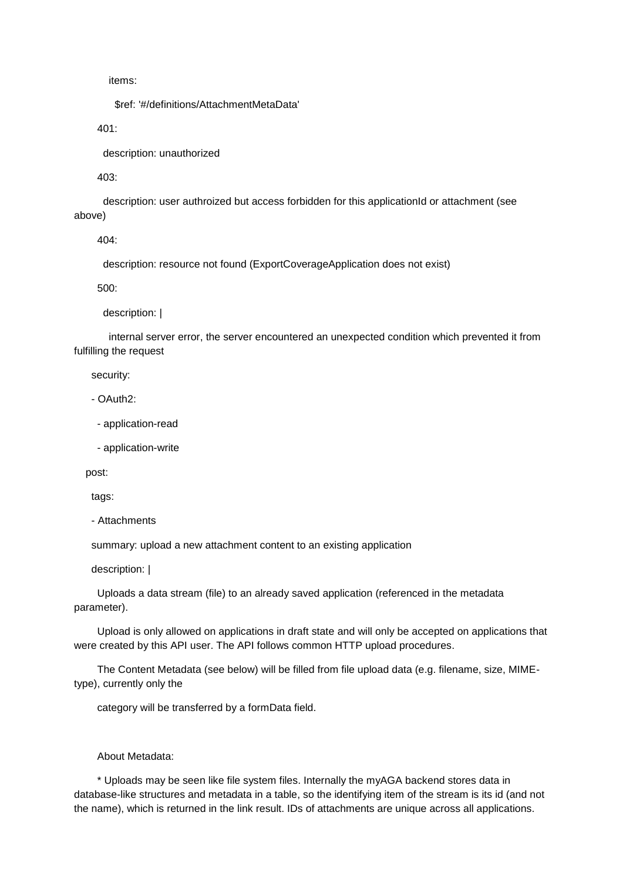```yaml
            items:
              $ref: '#/definitions/AttachmentMetaData'
        401:
          description: unauthorized
        403:
          description: user authroized but access forbidden for this applicationId or attachment (see above)
        404:
          description: resource not found (ExportCoverageApplication does not exist)
        500:
          description: |
            internal server error, the server encountered an unexpected condition which prevented it from fulfilling the request
      security:
      - OAuth2:
        - application-read
        - application-write
    post:
      tags:
      - Attachments
      summary: upload a new attachment content to an existing application
      description: |
        Uploads a data stream (file) to an already saved application (referenced in the metadata parameter).
        Upload is only allowed on applications in draft state and will only be accepted on applications that were created by this API user. The API follows common HTTP upload procedures.
        The Content Metadata (see below) will be filled from file upload data (e.g. filename, size, MIME-type), currently only the
        category will be transferred by a formData field.

        About Metadata:
        * Uploads may be seen like file system files. Internally the myAGA backend stores data in database-like structures and metadata in a table, so the identifying item of the stream is its id (and not the name), which is returned in the link result. IDs of attachments are unique across all applications.
```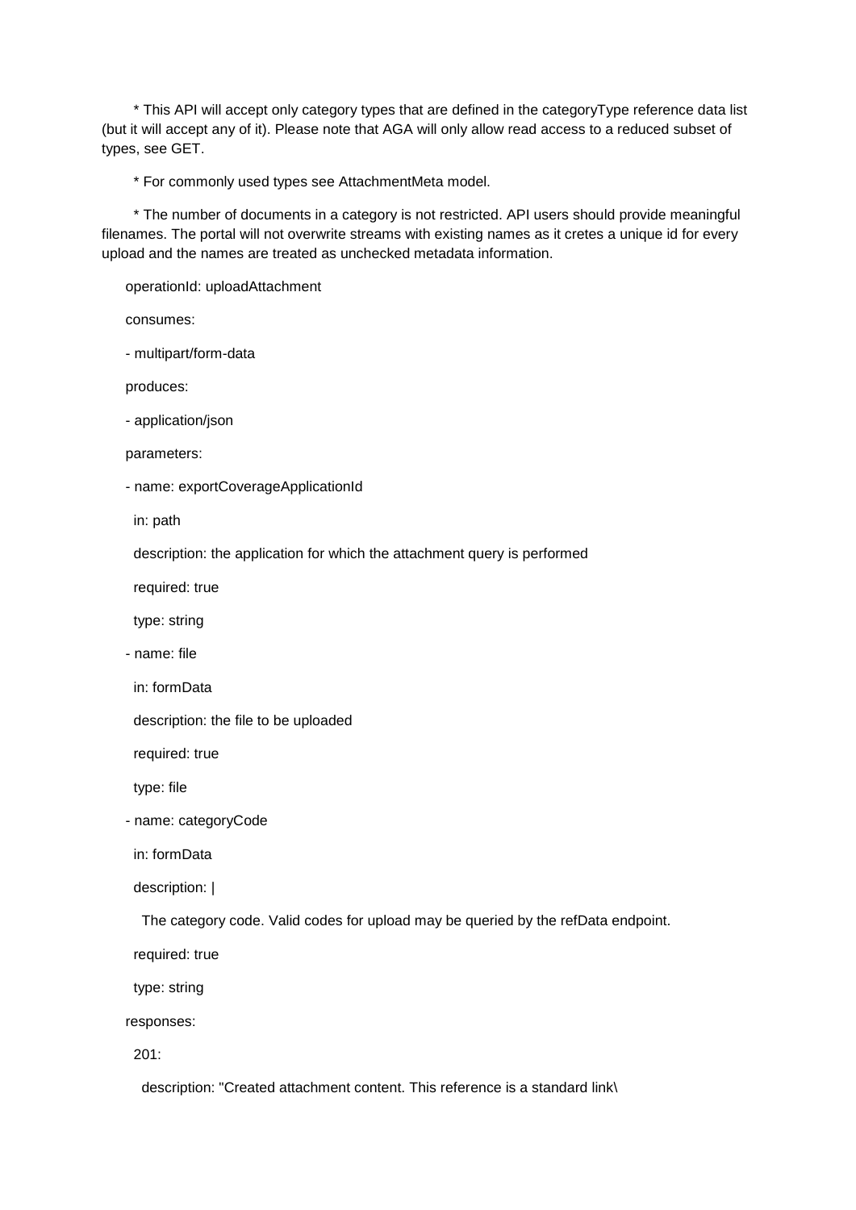* This API will accept only category types that are defined in the categoryType reference data list (but it will accept any of it). Please note that AGA will only allow read access to a reduced subset of types, see GET.

* For commonly used types see AttachmentMeta model.

* The number of documents in a category is not restricted. API users should provide meaningful filenames. The portal will not overwrite streams with existing names as it cretes a unique id for every upload and the names are treated as unchecked metadata information.

```
operationId: uploadAttachment

consumes:

- multipart/form-data

produces:

- application/json

parameters:

- name: exportCoverageApplicationId

  in: path

  description: the application for which the attachment query is performed

  required: true

  type: string

- name: file

  in: formData

  description: the file to be uploaded

  required: true

  type: file

- name: categoryCode

  in: formData

  description: |

    The category code. Valid codes for upload may be queried by the refData endpoint.

  required: true

  type: string

responses:

  201:

    description: "Created attachment content. This reference is a standard link\
```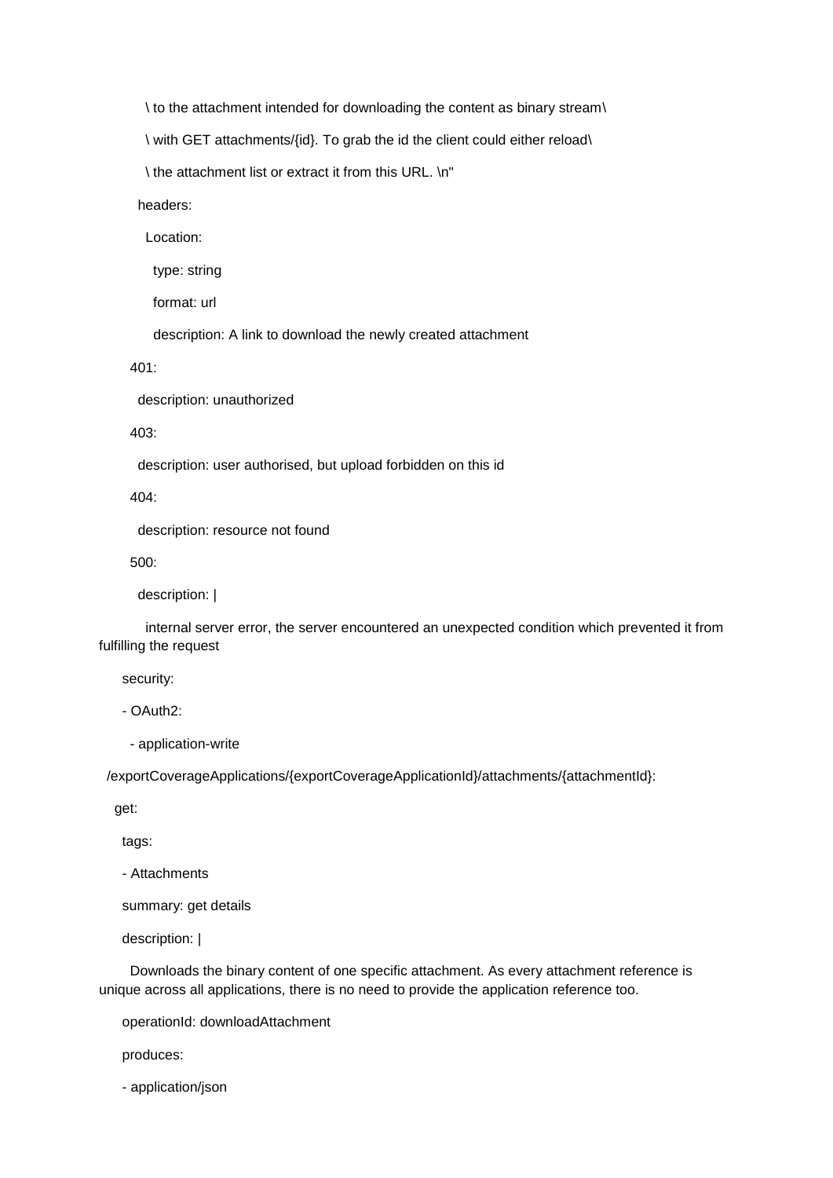```
          \ to the attachment intended for downloading the content as binary stream\
          \ with GET attachments/{id}. To grab the id the client could either reload\
          \ the attachment list or extract it from this URL. \n"
        headers:
          Location:
            type: string
            format: url
            description: A link to download the newly created attachment
      401:
        description: unauthorized
      403:
        description: user authorised, but upload forbidden on this id
      404:
        description: resource not found
      500:
        description: |
          internal server error, the server encountered an unexpected condition which prevented it from fulfilling the request
    security:
    - OAuth2:
      - application-write
  /exportCoverageApplications/{exportCoverageApplicationId}/attachments/{attachmentId}:
    get:
    tags:
    - Attachments
    summary: get details
    description: |
      Downloads the binary content of one specific attachment. As every attachment reference is unique across all applications, there is no need to provide the application reference too.
    operationId: downloadAttachment
    produces:
    - application/json
```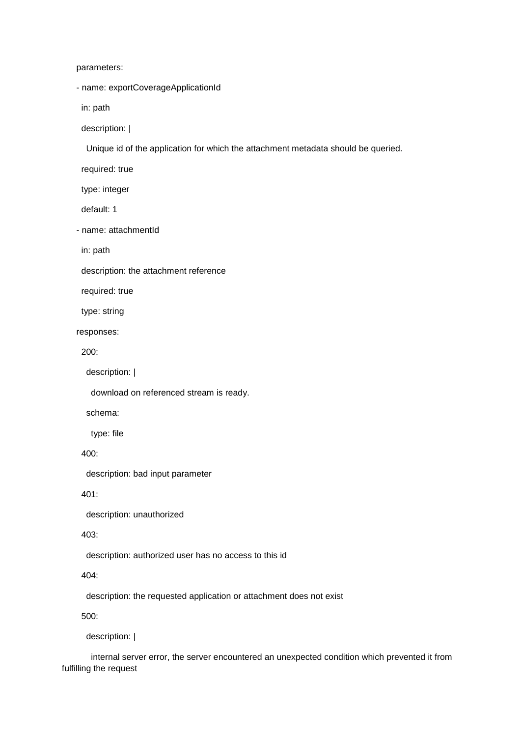```yaml
      parameters:
      - name: exportCoverageApplicationId
        in: path
        description: |
          Unique id of the application for which the attachment metadata should be queried.
        required: true
        type: integer
        default: 1
      - name: attachmentId
        in: path
        description: the attachment reference
        required: true
        type: string
      responses:
        200:
          description: |
            download on referenced stream is ready.
          schema:
            type: file
        400:
          description: bad input parameter
        401:
          description: unauthorized
        403:
          description: authorized user has no access to this id
        404:
          description: the requested application or attachment does not exist
        500:
          description: |
            internal server error, the server encountered an unexpected condition which prevented it from fulfilling the request
```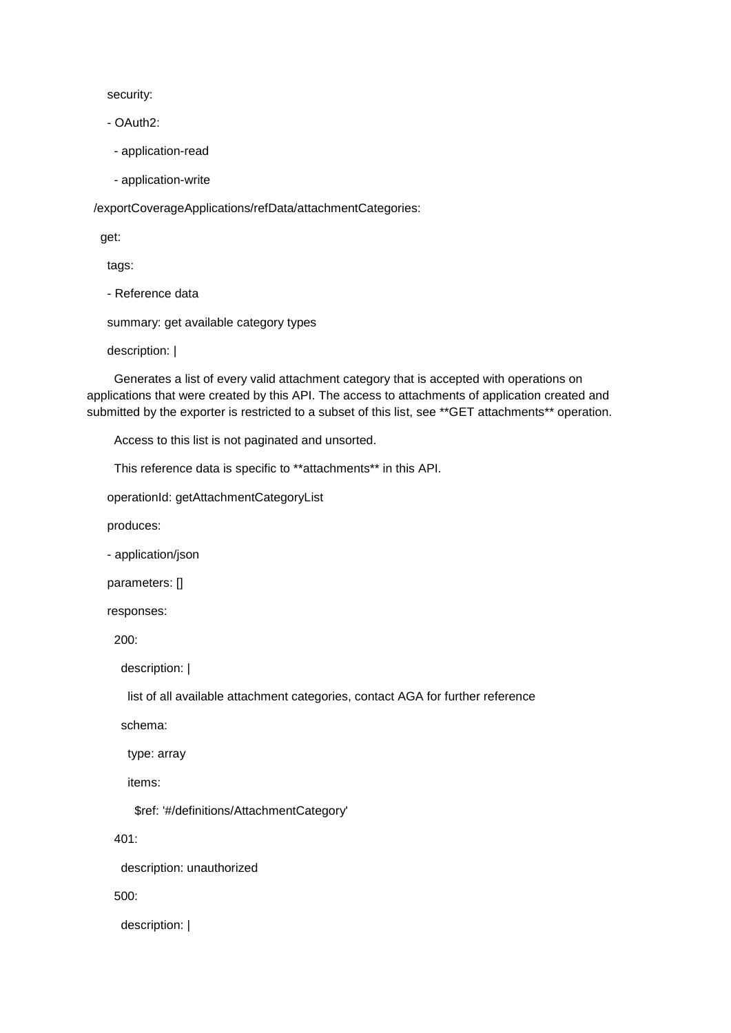```
    security:
    - OAuth2:
      - application-read
      - application-write
  /exportCoverageApplications/refData/attachmentCategories:
    get:
      tags:
      - Reference data
      summary: get available category types
      description: |
        Generates a list of every valid attachment category that is accepted with operations on applications that were created by this API. The access to attachments of application created and submitted by the exporter is restricted to a subset of this list, see **GET attachments** operation.
        Access to this list is not paginated and unsorted.
        This reference data is specific to **attachments** in this API.
      operationId: getAttachmentCategoryList
      produces:
      - application/json
      parameters: []
      responses:
        200:
          description: |
            list of all available attachment categories, contact AGA for further reference
          schema:
            type: array
            items:
              $ref: '#/definitions/AttachmentCategory'
        401:
          description: unauthorized
        500:
          description: |
```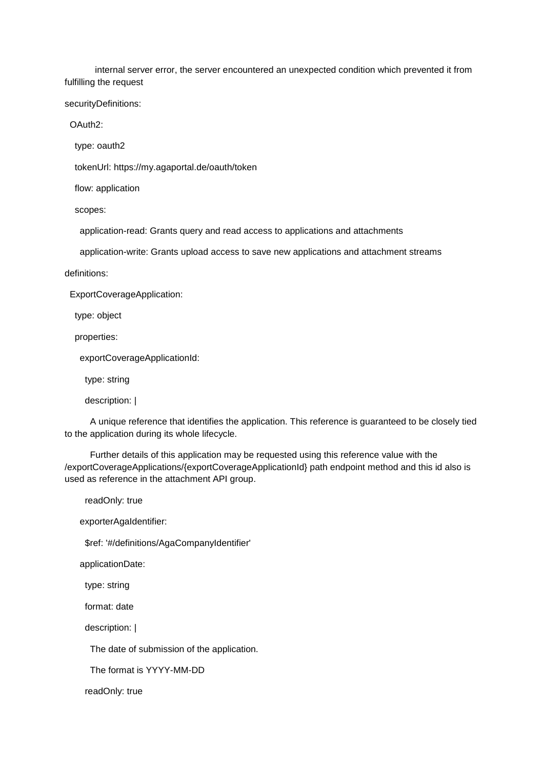```yaml
          internal server error, the server encountered an unexpected condition which prevented it from fulfilling the request
securityDefinitions:
  OAuth2:
    type: oauth2
    tokenUrl: https://my.agaportal.de/oauth/token
    flow: application
    scopes:
      application-read: Grants query and read access to applications and attachments
      application-write: Grants upload access to save new applications and attachment streams
definitions:
  ExportCoverageApplication:
    type: object
    properties:
      exportCoverageApplicationId:
        type: string
        description: |
          A unique reference that identifies the application. This reference is guaranteed to be closely tied to the application during its whole lifecycle.
          Further details of this application may be requested using this reference value with the /exportCoverageApplications/{exportCoverageApplicationId} path endpoint method and this id also is used as reference in the attachment API group.
        readOnly: true
      exporterAgaIdentifier:
        $ref: '#/definitions/AgaCompanyIdentifier'
      applicationDate:
        type: string
        format: date
        description: |
          The date of submission of the application.
          The format is YYYY-MM-DD
        readOnly: true
```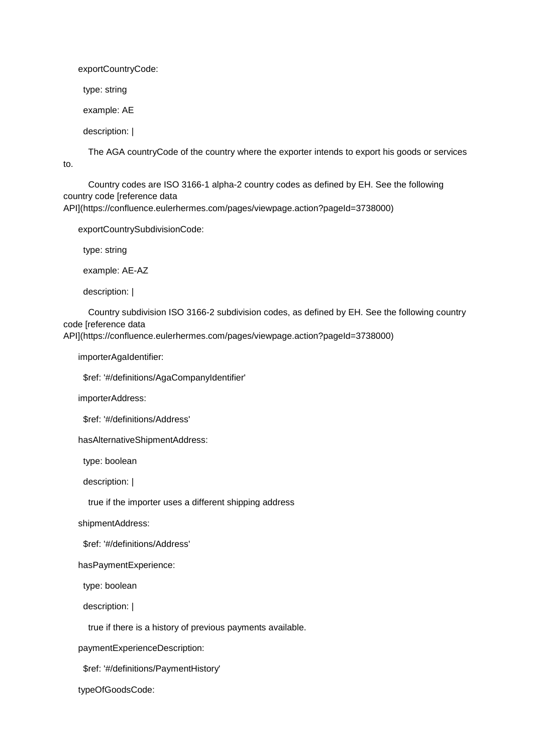```
    exportCountryCode:
      type: string
      example: AE
      description: |
        The AGA countryCode of the country where the exporter intends to export his goods or services to.
        Country codes are ISO 3166-1 alpha-2 country codes as defined by EH. See the following country code [reference data API](https://confluence.eulerhermes.com/pages/viewpage.action?pageId=3738000)
    exportCountrySubdivisionCode:
      type: string
      example: AE-AZ
      description: |
        Country subdivision ISO 3166-2 subdivision codes, as defined by EH. See the following country code [reference data API](https://confluence.eulerhermes.com/pages/viewpage.action?pageId=3738000)
    importerAgaIdentifier:
      $ref: '#/definitions/AgaCompanyIdentifier'
    importerAddress:
      $ref: '#/definitions/Address'
    hasAlternativeShipmentAddress:
      type: boolean
      description: |
        true if the importer uses a different shipping address
    shipmentAddress:
      $ref: '#/definitions/Address'
    hasPaymentExperience:
      type: boolean
      description: |
        true if there is a history of previous payments available.
    paymentExperienceDescription:
      $ref: '#/definitions/PaymentHistory'
    typeOfGoodsCode:
```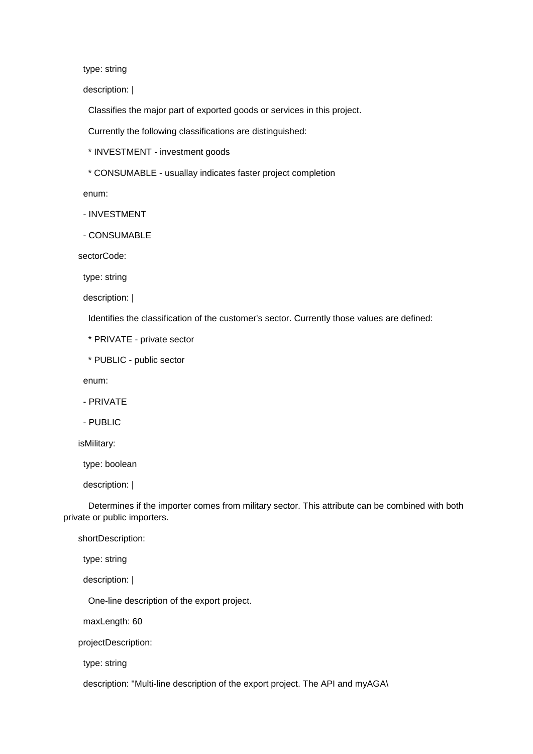```yaml
      type: string
      description: |
        Classifies the major part of exported goods or services in this project.
        Currently the following classifications are distinguished:
        * INVESTMENT - investment goods
        * CONSUMABLE - usuallay indicates faster project completion
      enum:
      - INVESTMENT
      - CONSUMABLE
    sectorCode:
      type: string
      description: |
        Identifies the classification of the customer's sector. Currently those values are defined:
        * PRIVATE - private sector
        * PUBLIC - public sector
      enum:
      - PRIVATE
      - PUBLIC
    isMilitary:
      type: boolean
      description: |
        Determines if the importer comes from military sector. This attribute can be combined with both private or public importers.
    shortDescription:
      type: string
      description: |
        One-line description of the export project.
      maxLength: 60
    projectDescription:
      type: string
      description: "Multi-line description of the export project. The API and myAGA\
```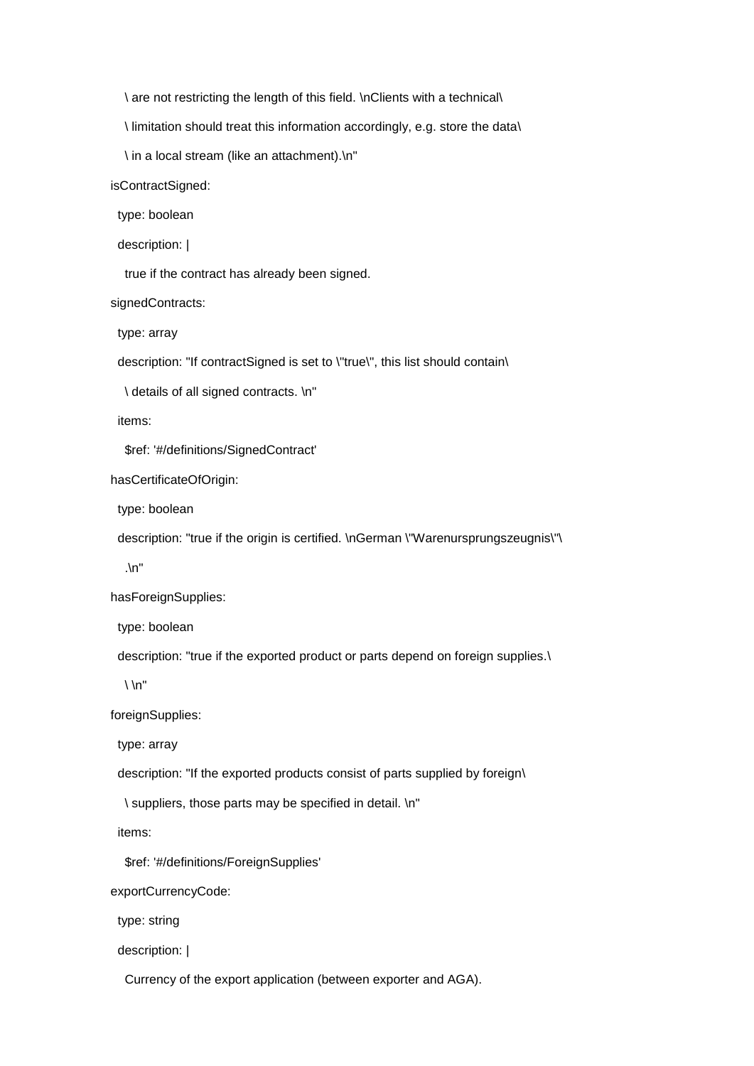```
      \ are not restricting the length of this field. \nClients with a technical\
      \ limitation should treat this information accordingly, e.g. store the data\
      \ in a local stream (like an attachment).\n"
  isContractSigned:
    type: boolean
    description: |
      true if the contract has already been signed.
  signedContracts:
    type: array
    description: "If contractSigned is set to \"true\", this list should contain\
      \ details of all signed contracts. \n"
    items:
      $ref: '#/definitions/SignedContract'
  hasCertificateOfOrigin:
    type: boolean
    description: "true if the origin is certified. \nGerman \"Warenursprungszeugnis\"\
      .\n"
  hasForeignSupplies:
    type: boolean
    description: "true if the exported product or parts depend on foreign supplies.\
      \ \n"
  foreignSupplies:
    type: array
    description: "If the exported products consist of parts supplied by foreign\
      \ suppliers, those parts may be specified in detail. \n"
    items:
      $ref: '#/definitions/ForeignSupplies'
  exportCurrencyCode:
    type: string
    description: |
      Currency of the export application (between exporter and AGA).
```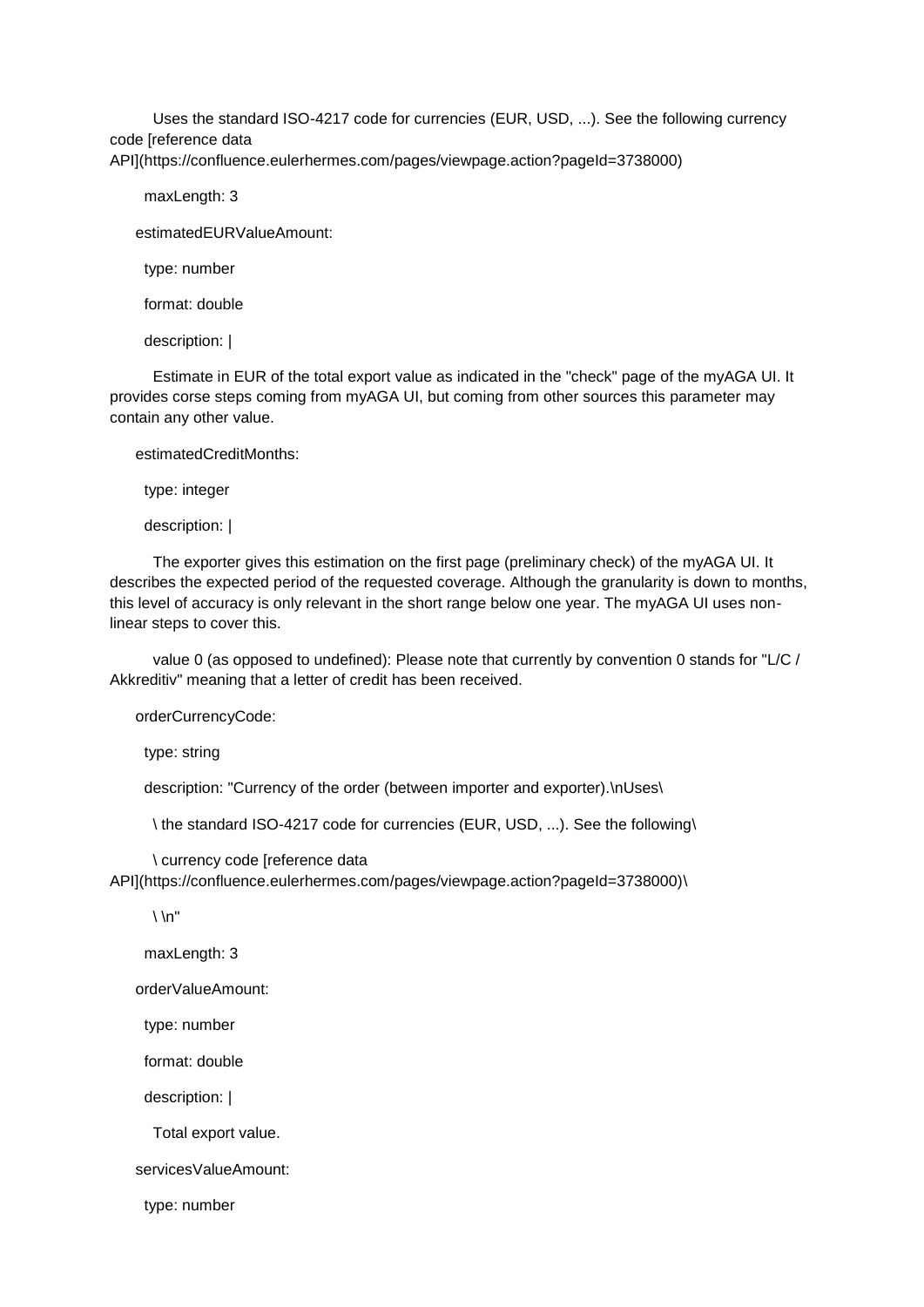```
        Uses the standard ISO-4217 code for currencies (EUR, USD, ...). See the following currency code [reference data API](https://confluence.eulerhermes.com/pages/viewpage.action?pageId=3738000)
      maxLength: 3
    estimatedEURValueAmount:
      type: number
      format: double
      description: |
        Estimate in EUR of the total export value as indicated in the "check" page of the myAGA UI. It provides corse steps coming from myAGA UI, but coming from other sources this parameter may contain any other value.
    estimatedCreditMonths:
      type: integer
      description: |
        The exporter gives this estimation on the first page (preliminary check) of the myAGA UI. It describes the expected period of the requested coverage. Although the granularity is down to months, this level of accuracy is only relevant in the short range below one year. The myAGA UI uses non-linear steps to cover this.

        value 0 (as opposed to undefined): Please note that currently by convention 0 stands for "L/C / Akkreditiv" meaning that a letter of credit has been received.
    orderCurrencyCode:
      type: string
      description: "Currency of the order (between importer and exporter).\nUses\
        \ the standard ISO-4217 code for currencies (EUR, USD, ...). See the following\
        \ currency code [reference data API](https://confluence.eulerhermes.com/pages/viewpage.action?pageId=3738000)\
        \ \n"
      maxLength: 3
    orderValueAmount:
      type: number
      format: double
      description: |
        Total export value.
    servicesValueAmount:
      type: number
```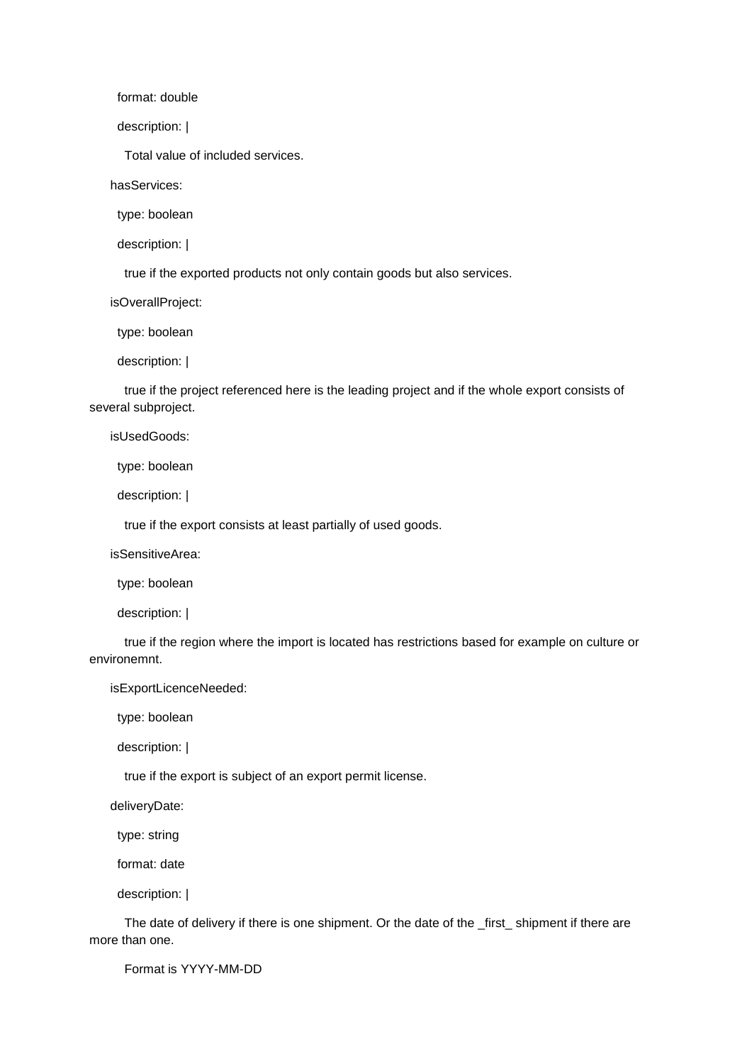```
      format: double
      description: |
        Total value of included services.
    hasServices:
      type: boolean
      description: |
        true if the exported products not only contain goods but also services.
    isOverallProject:
      type: boolean
      description: |
        true if the project referenced here is the leading project and if the whole export consists of several subproject.
    isUsedGoods:
      type: boolean
      description: |
        true if the export consists at least partially of used goods.
    isSensitiveArea:
      type: boolean
      description: |
        true if the region where the import is located has restrictions based for example on culture or environemnt.
    isExportLicenceNeeded:
      type: boolean
      description: |
        true if the export is subject of an export permit license.
    deliveryDate:
      type: string
      format: date
      description: |
        The date of delivery if there is one shipment. Or the date of the _first_ shipment if there are more than one.

        Format is YYYY-MM-DD
```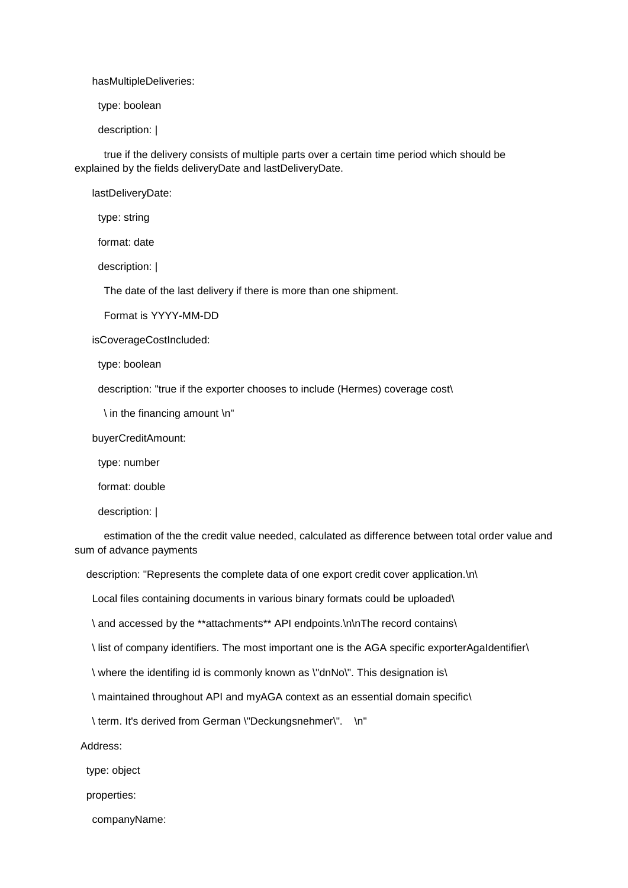```yaml
      hasMultipleDeliveries:
        type: boolean
        description: |
          true if the delivery consists of multiple parts over a certain time period which should be explained by the fields deliveryDate and lastDeliveryDate.
      lastDeliveryDate:
        type: string
        format: date
        description: |
          The date of the last delivery if there is more than one shipment.
          Format is YYYY-MM-DD
      isCoverageCostIncluded:
        type: boolean
        description: "true if the exporter chooses to include (Hermes) coverage cost\
          \ in the financing amount \n"
      buyerCreditAmount:
        type: number
        format: double
        description: |
          estimation of the the credit value needed, calculated as difference between total order value and sum of advance payments
    description: "Represents the complete data of one export credit cover application.\n\
      Local files containing documents in various binary formats could be uploaded\
      \ and accessed by the **attachments** API endpoints.\n\nThe record contains\
      \ list of company identifiers. The most important one is the AGA specific exporterAgaIdentifier\
      \ where the identifing id is commonly known as \"dnNo\". This designation is\
      \ maintained throughout API and myAGA context as an essential domain specific\
      \ term. It's derived from German \"Deckungsnehmer\".    \n"
  Address:
    type: object
    properties:
      companyName:
```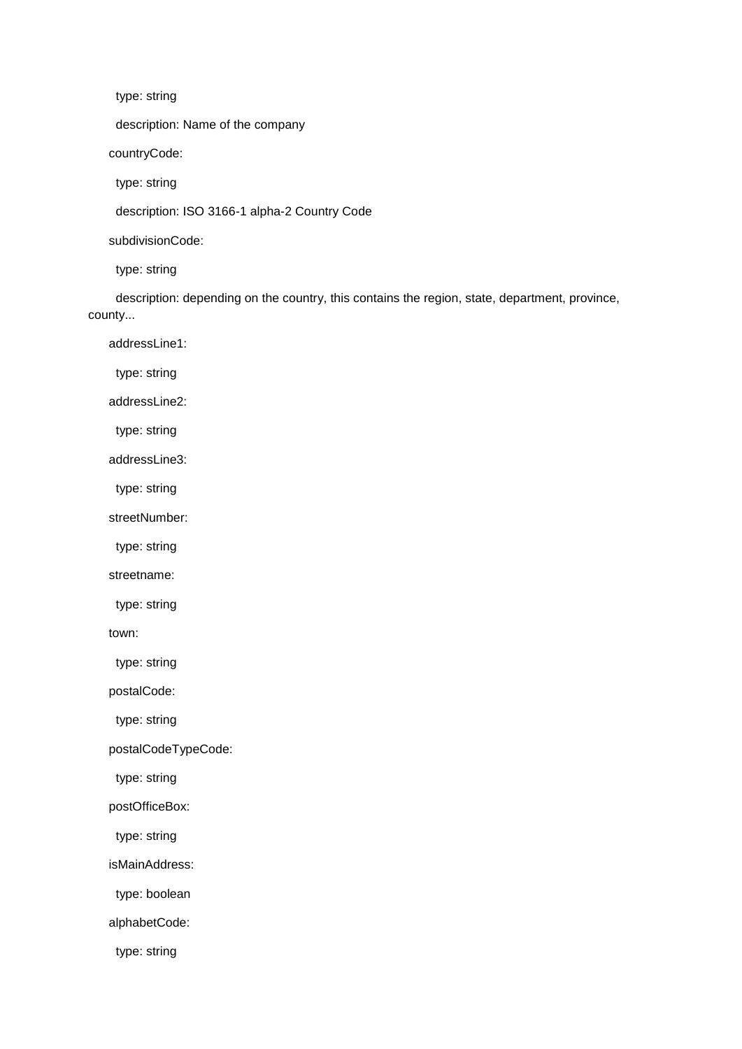```yaml
        type: string
        description: Name of the company
      countryCode:
        type: string
        description: ISO 3166-1 alpha-2 Country Code
      subdivisionCode:
        type: string
        description: depending on the country, this contains the region, state, department, province, county...
      addressLine1:
        type: string
      addressLine2:
        type: string
      addressLine3:
        type: string
      streetNumber:
        type: string
      streetname:
        type: string
      town:
        type: string
      postalCode:
        type: string
      postalCodeTypeCode:
        type: string
      postOfficeBox:
        type: string
      isMainAddress:
        type: boolean
      alphabetCode:
        type: string
```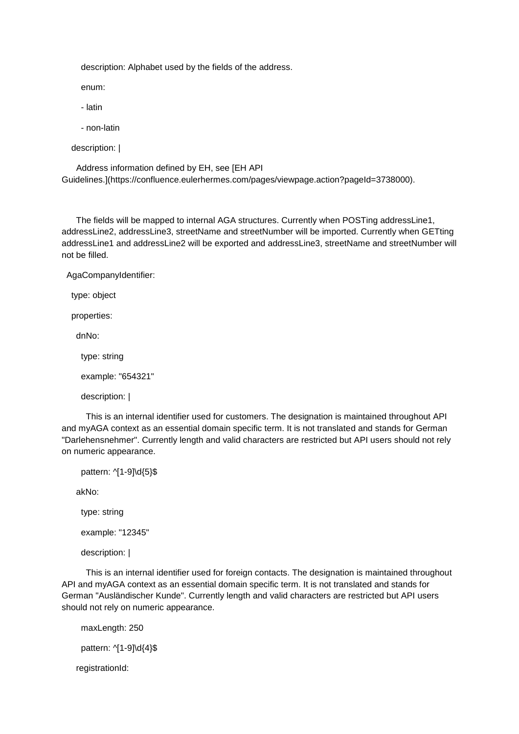```yaml
        description: Alphabet used by the fields of the address.
        enum:
        - latin
        - non-latin
    description: |
      Address information defined by EH, see [EH API Guidelines.](https://confluence.eulerhermes.com/pages/viewpage.action?pageId=3738000).

      The fields will be mapped to internal AGA structures. Currently when POSTing addressLine1, addressLine2, addressLine3, streetName and streetNumber will be imported. Currently when GETting addressLine1 and addressLine2 will be exported and addressLine3, streetName and streetNumber will not be filled.
  AgaCompanyIdentifier:
    type: object
    properties:
      dnNo:
        type: string
        example: "654321"
        description: |
          This is an internal identifier used for customers. The designation is maintained throughout API and myAGA context as an essential domain specific term. It is not translated and stands for German "Darlehensnehmer". Currently length and valid characters are restricted but API users should not rely on numeric appearance.
        pattern: ^[1-9]\d{5}$
      akNo:
        type: string
        example: "12345"
        description: |
          This is an internal identifier used for foreign contacts. The designation is maintained throughout API and myAGA context as an essential domain specific term. It is not translated and stands for German "Ausländischer Kunde". Currently length and valid characters are restricted but API users should not rely on numeric appearance.
        maxLength: 250
        pattern: ^[1-9]\d{4}$
      registrationId:
```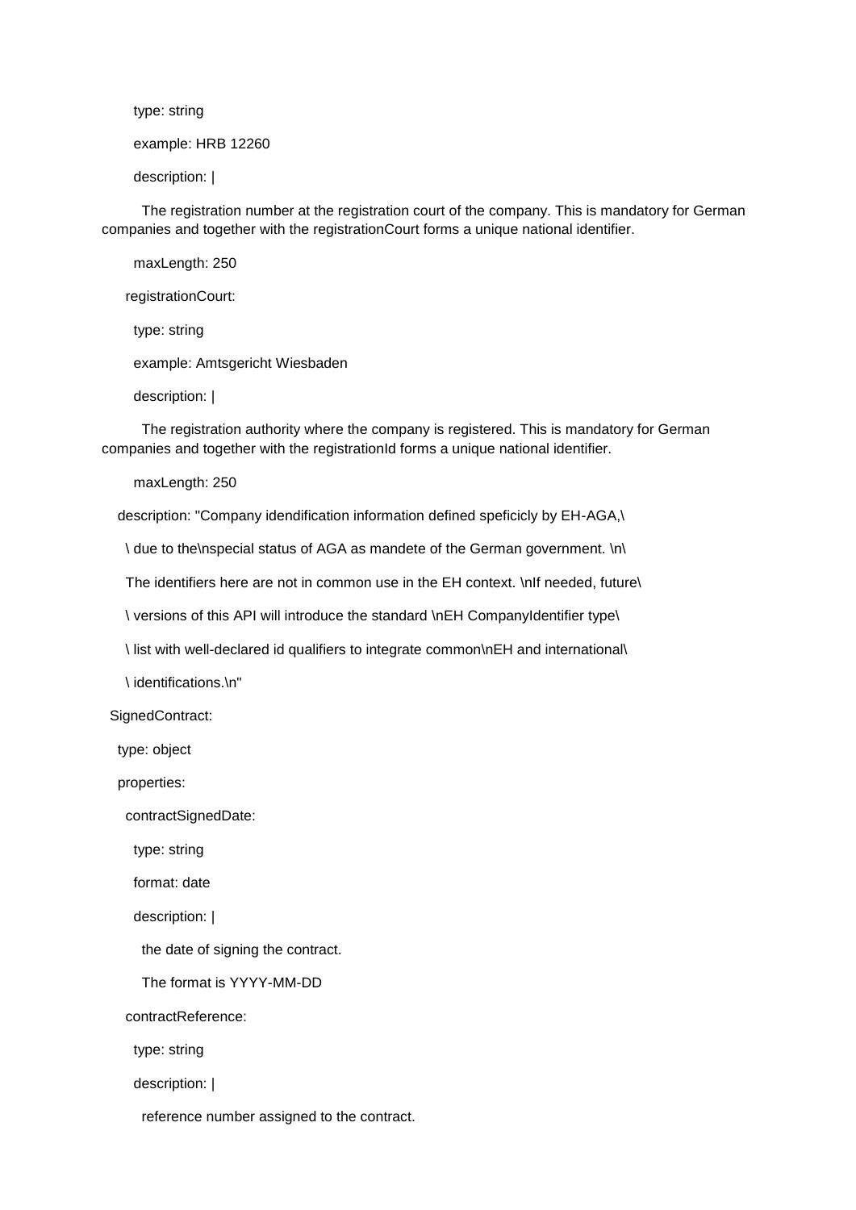```yaml
      type: string
      example: HRB 12260
      description: |
        The registration number at the registration court of the company. This is mandatory for German companies and together with the registrationCourt forms a unique national identifier.
      maxLength: 250
     registrationCourt:
      type: string
      example: Amtsgericht Wiesbaden
      description: |
        The registration authority where the company is registered. This is mandatory for German companies and together with the registrationId forms a unique national identifier.
      maxLength: 250
    description: "Company idendification information defined speficicly by EH-AGA,\
     \ due to the\nspecial status of AGA as mandete of the German government. \n\
     The identifiers here are not in common use in the EH context. \nIf needed, future\
     \ versions of this API will introduce the standard \nEH CompanyIdentifier type\
     \ list with well-declared id qualifiers to integrate common\nEH and international\
     \ identifications.\n"
  SignedContract:
    type: object
    properties:
     contractSignedDate:
      type: string
      format: date
      description: |
        the date of signing the contract.
        The format is YYYY-MM-DD
     contractReference:
      type: string
      description: |
        reference number assigned to the contract.
```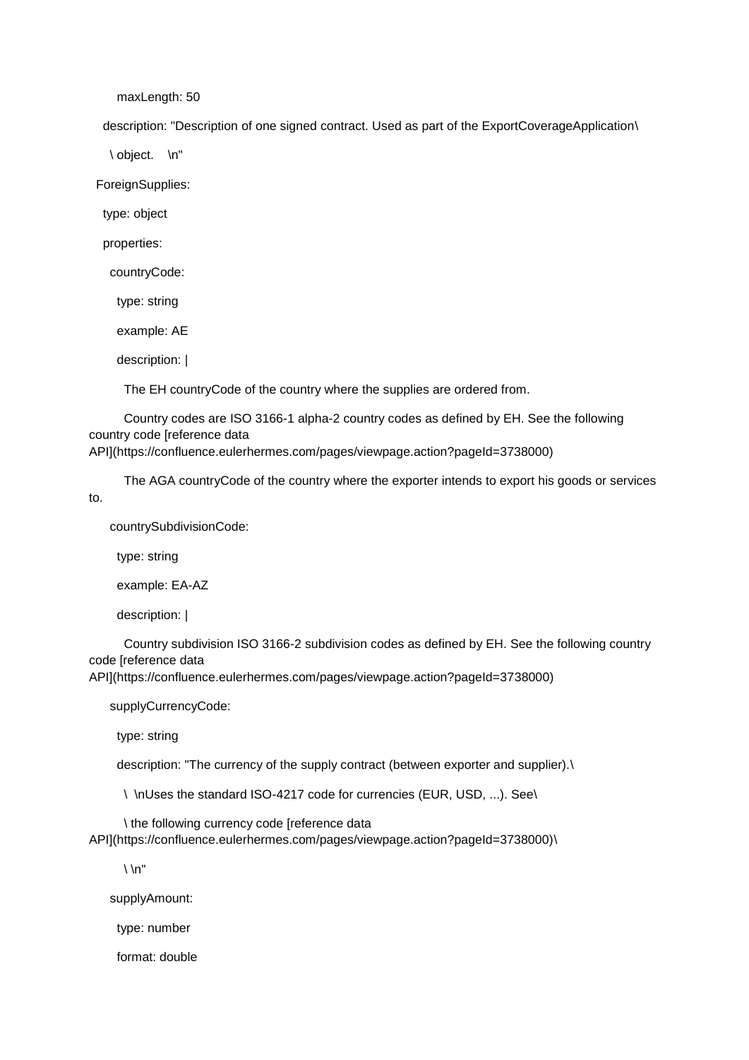```
      maxLength: 50
    description: "Description of one signed contract. Used as part of the ExportCoverageApplication\
      \ object.    \n"
  ForeignSupplies:
    type: object
    properties:
      countryCode:
        type: string
        example: AE
        description: |
          The EH countryCode of the country where the supplies are ordered from.
          Country codes are ISO 3166-1 alpha-2 country codes as defined by EH. See the following country code [reference data API](https://confluence.eulerhermes.com/pages/viewpage.action?pageId=3738000)
          The AGA countryCode of the country where the exporter intends to export his goods or services to.
      countrySubdivisionCode:
        type: string
        example: EA-AZ
        description: |
          Country subdivision ISO 3166-2 subdivision codes as defined by EH. See the following country code [reference data API](https://confluence.eulerhermes.com/pages/viewpage.action?pageId=3738000)
      supplyCurrencyCode:
        type: string
        description: "The currency of the supply contract (between exporter and supplier).\
          \  \nUses the standard ISO-4217 code for currencies (EUR, USD, ...). See\
          \ the following currency code [reference data API](https://confluence.eulerhermes.com/pages/viewpage.action?pageId=3738000)\
          \ \n"
      supplyAmount:
        type: number
        format: double
```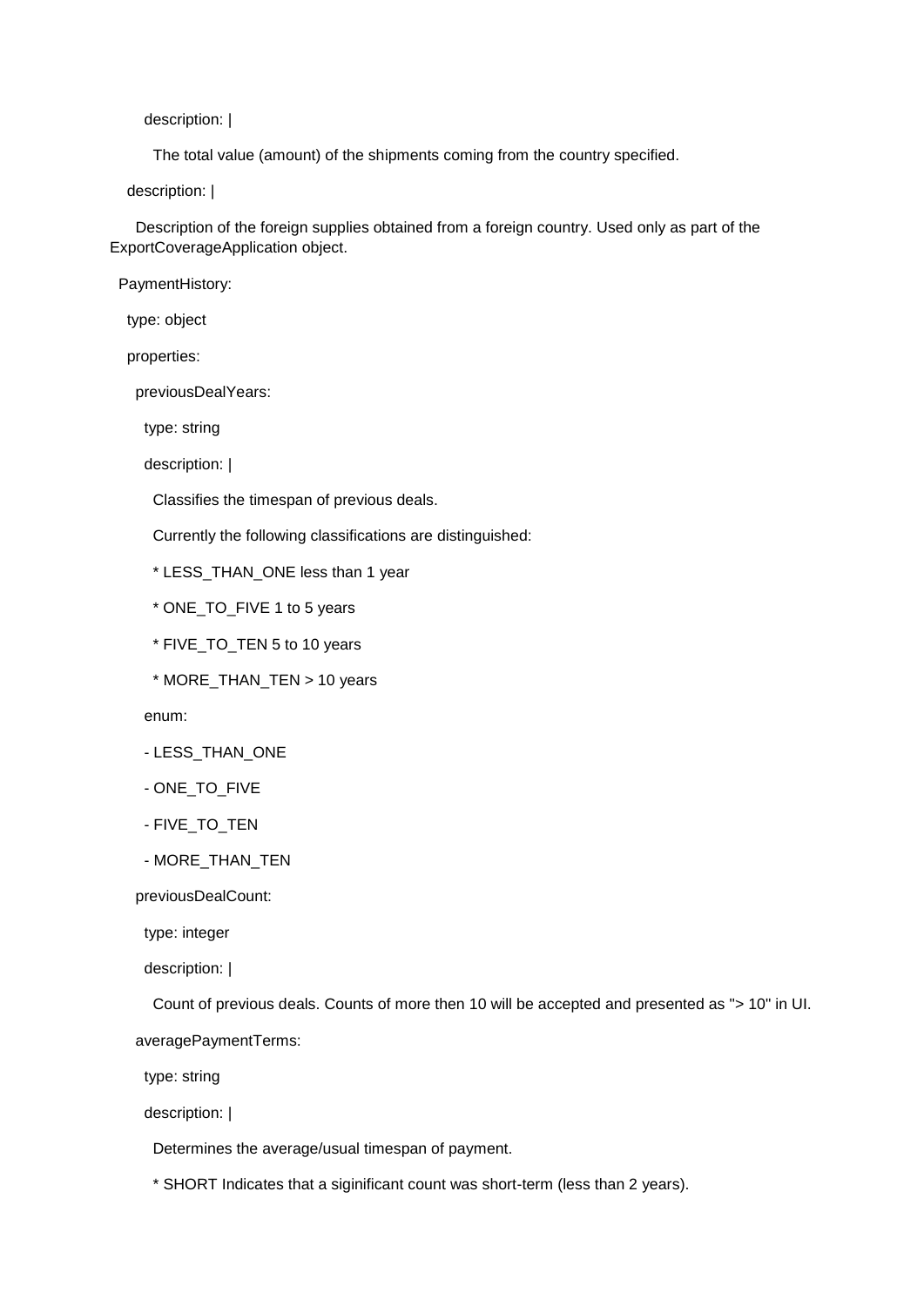```
        description: |
          The total value (amount) of the shipments coming from the country specified.
    description: |
      Description of the foreign supplies obtained from a foreign country. Used only as part of the ExportCoverageApplication object.
  PaymentHistory:
    type: object
    properties:
      previousDealYears:
        type: string
        description: |
          Classifies the timespan of previous deals.
          Currently the following classifications are distinguished:
          * LESS_THAN_ONE less than 1 year
          * ONE_TO_FIVE 1 to 5 years
          * FIVE_TO_TEN 5 to 10 years
          * MORE_THAN_TEN > 10 years
        enum:
        - LESS_THAN_ONE
        - ONE_TO_FIVE
        - FIVE_TO_TEN
        - MORE_THAN_TEN
      previousDealCount:
        type: integer
        description: |
          Count of previous deals. Counts of more then 10 will be accepted and presented as "> 10" in UI.
      averagePaymentTerms:
        type: string
        description: |
          Determines the average/usual timespan of payment.
          * SHORT Indicates that a siginificant count was short-term (less than 2 years).
```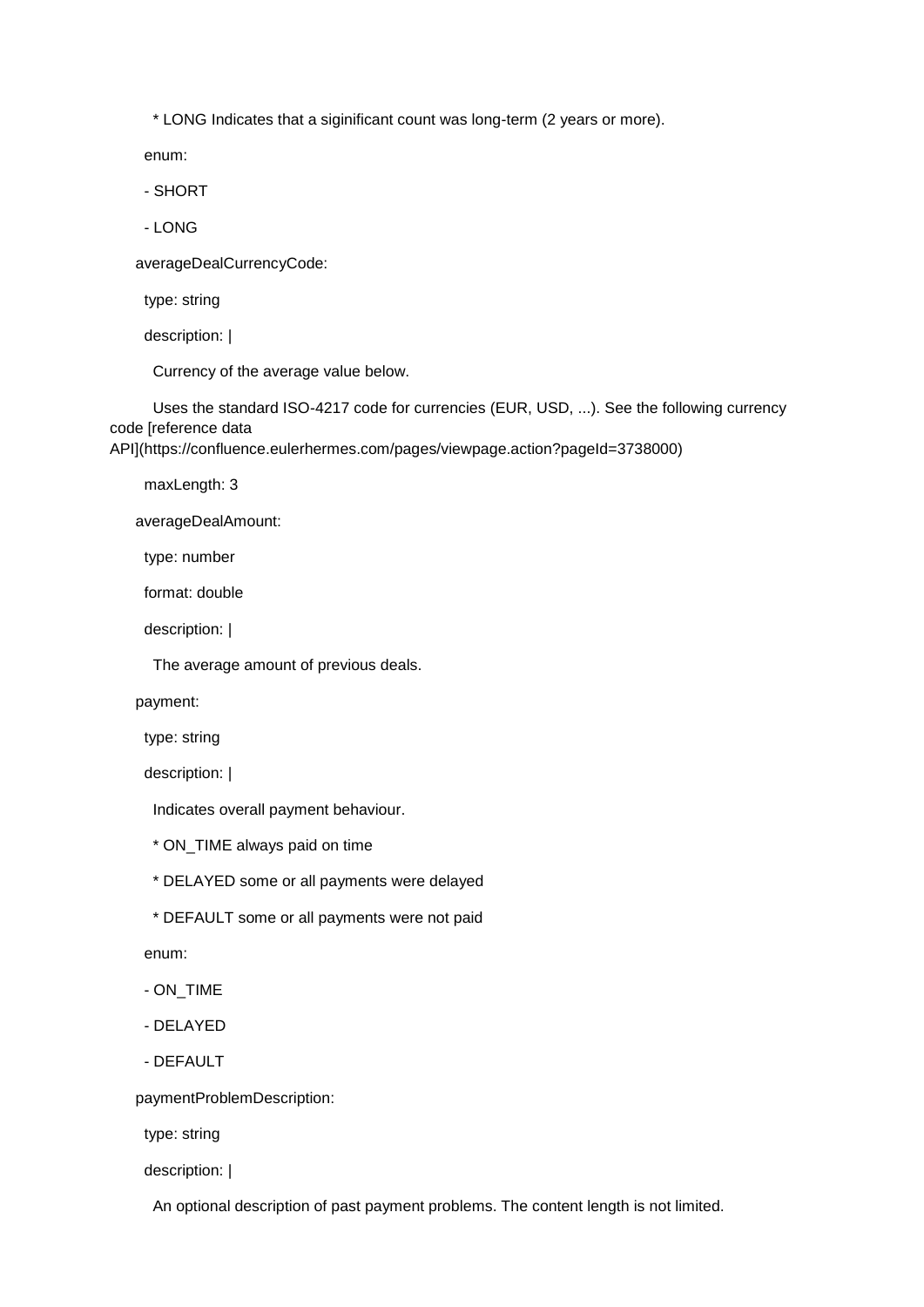```
          * LONG Indicates that a siginificant count was long-term (2 years or more).
        enum:
        - SHORT
        - LONG
      averageDealCurrencyCode:
        type: string
        description: |
          Currency of the average value below.
          Uses the standard ISO-4217 code for currencies (EUR, USD, ...). See the following currency code [reference data API](https://confluence.eulerhermes.com/pages/viewpage.action?pageId=3738000)
        maxLength: 3
      averageDealAmount:
        type: number
        format: double
        description: |
          The average amount of previous deals.
      payment:
        type: string
        description: |
          Indicates overall payment behaviour.
          * ON_TIME always paid on time
          * DELAYED some or all payments were delayed
          * DEFAULT some or all payments were not paid
        enum:
        - ON_TIME
        - DELAYED
        - DEFAULT
      paymentProblemDescription:
        type: string
        description: |
          An optional description of past payment problems. The content length is not limited.
```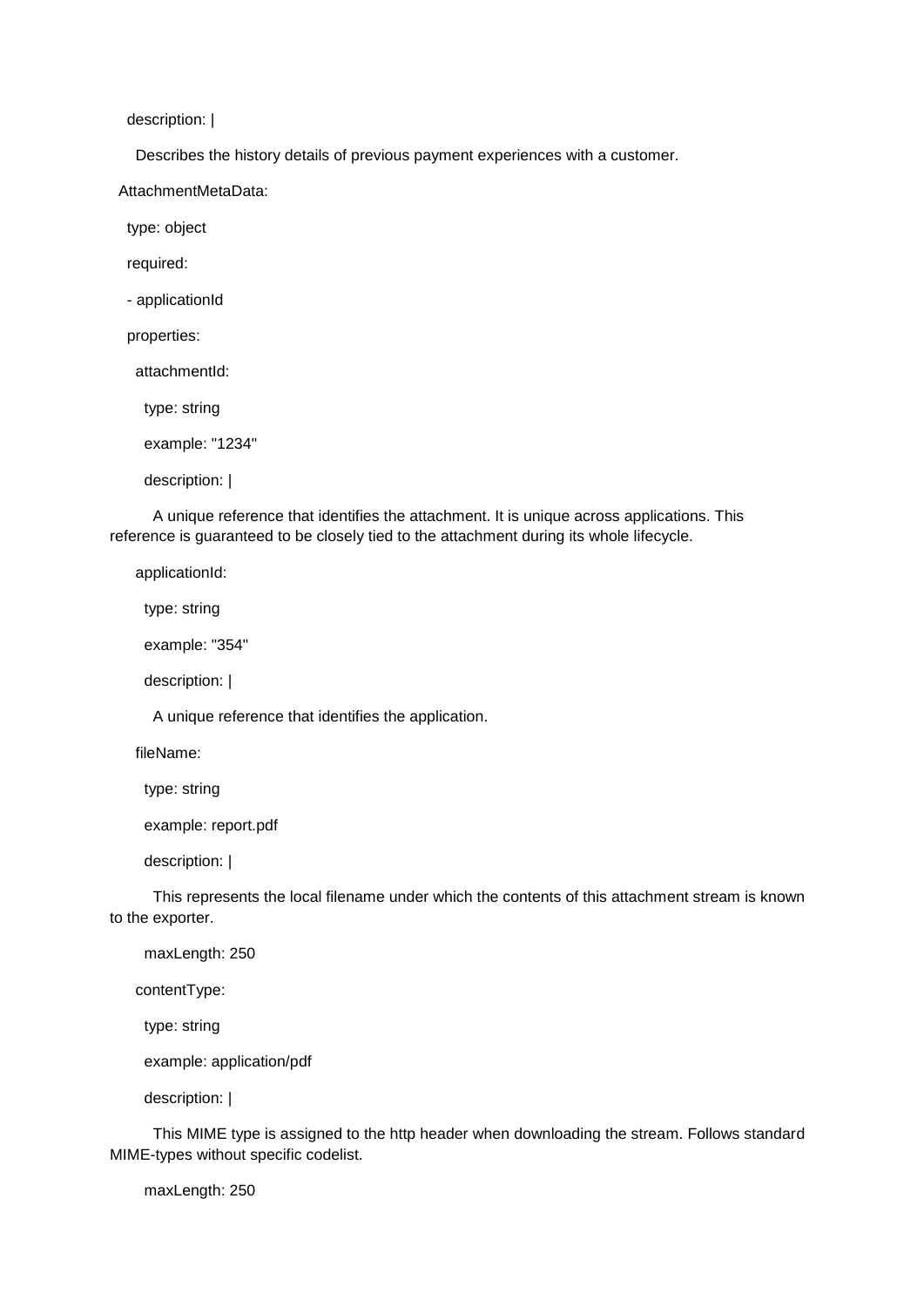```yaml
    description: |
      Describes the history details of previous payment experiences with a customer.
  AttachmentMetaData:
    type: object
    required:
    - applicationId
    properties:
      attachmentId:
        type: string
        example: "1234"
        description: |
          A unique reference that identifies the attachment. It is unique across applications. This reference is guaranteed to be closely tied to the attachment during its whole lifecycle.
      applicationId:
        type: string
        example: "354"
        description: |
          A unique reference that identifies the application.
      fileName:
        type: string
        example: report.pdf
        description: |
          This represents the local filename under which the contents of this attachment stream is known to the exporter.
        maxLength: 250
      contentType:
        type: string
        example: application/pdf
        description: |
          This MIME type is assigned to the http header when downloading the stream. Follows standard MIME-types without specific codelist.
        maxLength: 250
```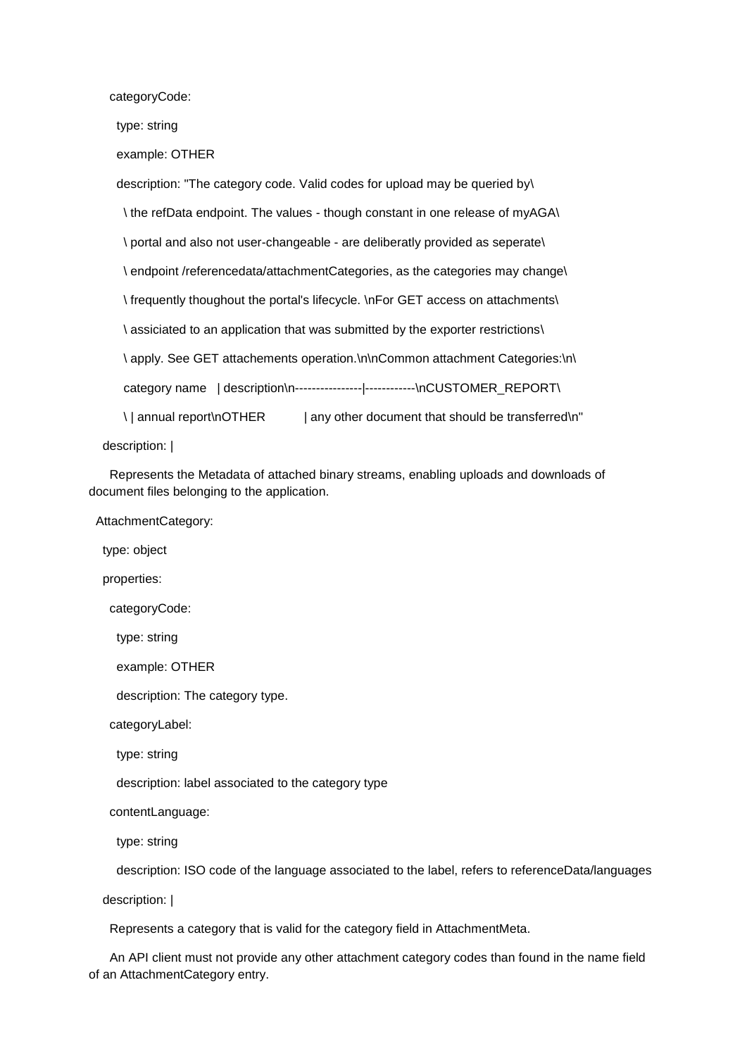```
      categoryCode:
        type: string
        example: OTHER
        description: "The category code. Valid codes for upload may be queried by\
          \ the refData endpoint. The values - though constant in one release of myAGA\
          \ portal and also not user-changeable - are deliberatly provided as seperate\
          \ endpoint /referencedata/attachmentCategories, as the categories may change\
          \ frequently thoughout the portal's lifecycle. \nFor GET access on attachments\
          \ assiciated to an application that was submitted by the exporter restrictions\
          \ apply. See GET attachements operation.\n\nCommon attachment Categories:\n\
          category name   | description\n----------------|------------\nCUSTOMER_REPORT\
          \ | annual report\nOTHER           | any other document that should be transferred\n"
    description: |
      Represents the Metadata of attached binary streams, enabling uploads and downloads of document files belonging to the application.
  AttachmentCategory:
    type: object
    properties:
      categoryCode:
        type: string
        example: OTHER
        description: The category type.
      categoryLabel:
        type: string
        description: label associated to the category type
      contentLanguage:
        type: string
        description: ISO code of the language associated to the label, refers to referenceData/languages
    description: |
      Represents a category that is valid for the category field in AttachmentMeta.
      An API client must not provide any other attachment category codes than found in the name field of an AttachmentCategory entry.
```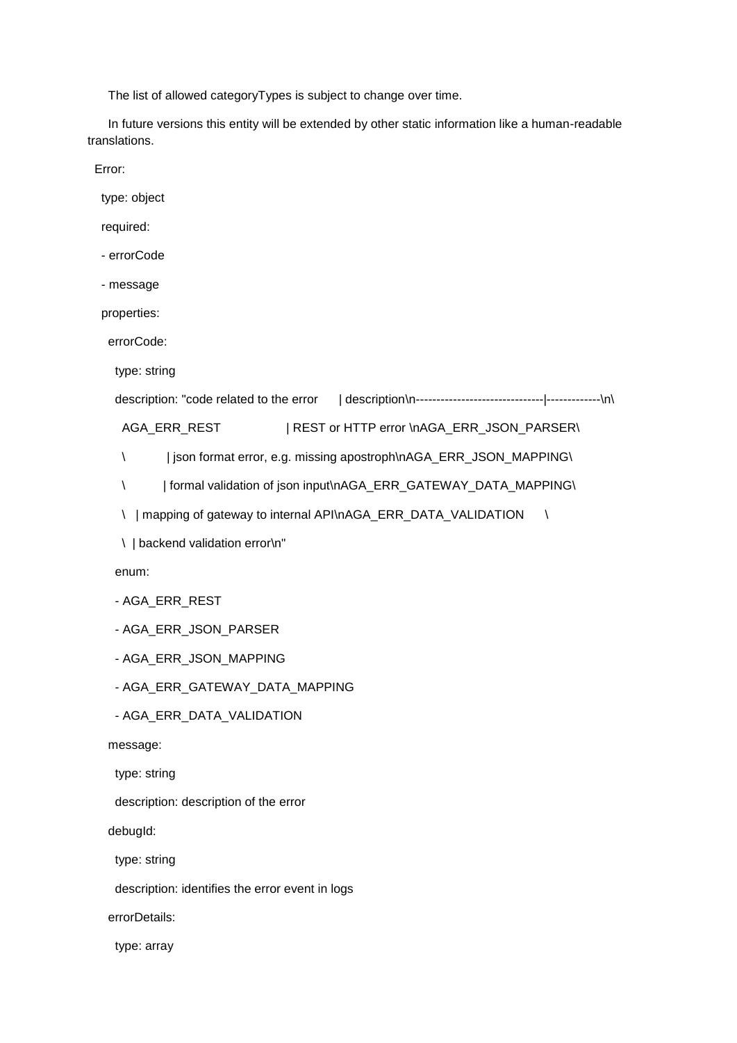The list of allowed categoryTypes is subject to change over time.

In future versions this entity will be extended by other static information like a human-readable translations.

```
  Error:
    type: object
    required:
    - errorCode
    - message
    properties:
      errorCode:
        type: string
        description: "code related to the error      | description\n-------------------------------|-------------\n\
          AGA_ERR_REST                  | REST or HTTP error \nAGA_ERR_JSON_PARSER\
          \            | json format error, e.g. missing apostroph\nAGA_ERR_JSON_MAPPING\
          \           | formal validation of json input\nAGA_ERR_GATEWAY_DATA_MAPPING\
          \   | mapping of gateway to internal API\nAGA_ERR_DATA_VALIDATION      \
          \  | backend validation error\n"
        enum:
        - AGA_ERR_REST
        - AGA_ERR_JSON_PARSER
        - AGA_ERR_JSON_MAPPING
        - AGA_ERR_GATEWAY_DATA_MAPPING
        - AGA_ERR_DATA_VALIDATION
      message:
        type: string
        description: description of the error
      debugId:
        type: string
        description: identifies the error event in logs
      errorDetails:
        type: array
```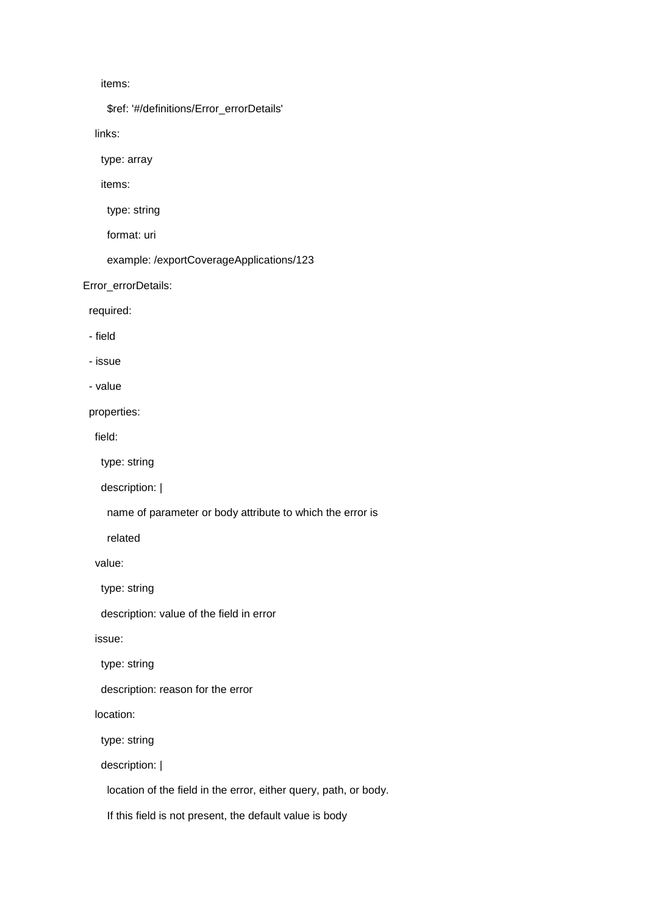```yaml
        items:
          $ref: '#/definitions/Error_errorDetails'
      links:
        type: array
        items:
          type: string
          format: uri
          example: /exportCoverageApplications/123
  Error_errorDetails:
    required:
    - field
    - issue
    - value
    properties:
      field:
        type: string
        description: |
          name of parameter or body attribute to which the error is
          related
      value:
        type: string
        description: value of the field in error
      issue:
        type: string
        description: reason for the error
      location:
        type: string
        description: |
          location of the field in the error, either query, path, or body.
          If this field is not present, the default value is body
```